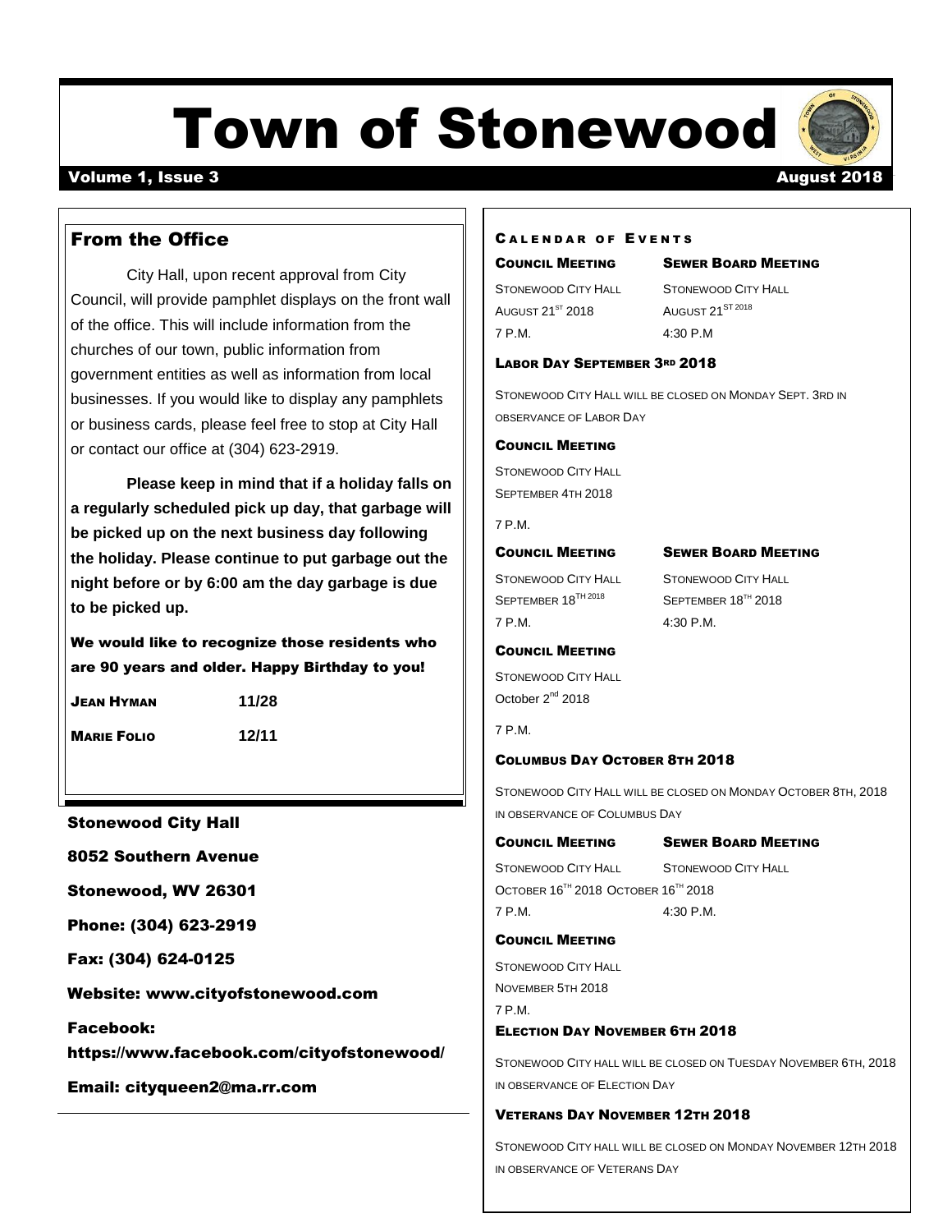# Town of Stonewood

**Volume 1, Issue 3** — **August 2018**

## From the Office

City Hall, upon recent approval from City Council, will provide pamphlet displays on the front wall of the office. This will include information from the churches of our town, public information from government entities as well as information from local businesses. If you would like to display any pamphlets or business cards, please feel free to stop at City Hall or contact our office at (304) 623-2919.

**Please keep in mind that if a holiday falls on a regularly scheduled pick up day, that garbage will be picked up on the next business day following the holiday. Please continue to put garbage out the night before or by 6:00 am the day garbage is due to be picked up.**

**We would like to recognize those residents who are 90 years and older. Happy Birthday to you!**

| | |
|---|---|
| **Jean Hyman** | **11/28** |
| **Marie Folio** | **12/11** |

**Stonewood City Hall**

**8052 Southern Avenue**

**Stonewood, WV 26301**

**Phone: (304) 623-2919**

**Fax: (304) 624-0125**

**Website: www.cityofstonewood.com**

**Facebook: https://www.facebook.com/cityofstonewood/**

**Email: cityqueen2@ma.rr.com**

## Calendar of Events

**Council Meeting**
Stonewood City Hall
August 21st 2018
7 P.M.

**Sewer Board Meeting**
Stonewood City Hall
August 21st 2018
4:30 P.M

**Labor Day September 3rd 2018**

Stonewood City Hall will be closed on Monday Sept. 3rd in observance of Labor Day

**Council Meeting**
Stonewood City Hall
September 4th 2018
7 P.M.

**Council Meeting**
Stonewood City Hall
September 18th 2018
7 P.M.

**Sewer Board Meeting**
Stonewood City Hall
September 18th 2018
4:30 P.M.

**Council Meeting**
Stonewood City Hall
October 2nd 2018
7 P.M.

**Columbus Day October 8th 2018**

Stonewood City Hall will be closed on Monday October 8th, 2018 in observance of Columbus Day

**Council Meeting**
Stonewood City Hall
October 16th 2018
7 P.M.

**Sewer Board Meeting**
Stonewood City Hall
October 16th 2018
4:30 P.M.

**Council Meeting**
Stonewood City Hall
November 5th 2018
7 P.M.

**Election Day November 6th 2018**

Stonewood City hall will be closed on Tuesday November 6th, 2018 in observance of Election Day

**Veterans Day November 12th 2018**

Stonewood City hall will be closed on Monday November 12th 2018 in observance of Veterans Day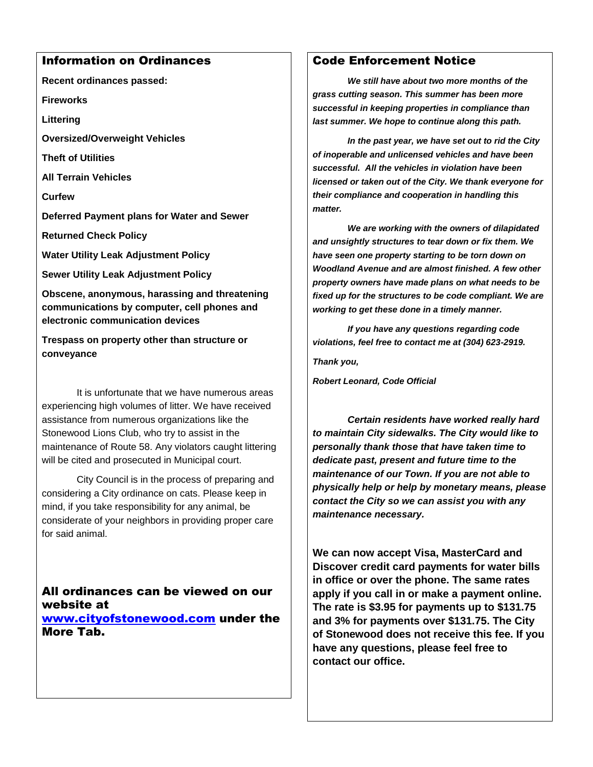## Information on Ordinances

**Recent ordinances passed:**

**Fireworks**

**Littering**

**Oversized/Overweight Vehicles**

**Theft of Utilities**

**All Terrain Vehicles**

**Curfew**

**Deferred Payment plans for Water and Sewer**

**Returned Check Policy**

**Water Utility Leak Adjustment Policy**

**Sewer Utility Leak Adjustment Policy**

**Obscene, anonymous, harassing and threatening communications by computer, cell phones and electronic communication devices**

**Trespass on property other than structure or conveyance**

It is unfortunate that we have numerous areas experiencing high volumes of litter. We have received assistance from numerous organizations like the Stonewood Lions Club, who try to assist in the maintenance of Route 58. Any violators caught littering will be cited and prosecuted in Municipal court.

City Council is in the process of preparing and considering a City ordinance on cats. Please keep in mind, if you take responsibility for any animal, be considerate of your neighbors in providing proper care for said animal.

### All ordinances can be viewed on our website at [www.cityofstonewood.com](http://www.cityofstonewood.com) under the More Tab.

## Code Enforcement Notice

***We still have about two more months of the grass cutting season. This summer has been more successful in keeping properties in compliance than last summer. We hope to continue along this path.***

***In the past year, we have set out to rid the City of inoperable and unlicensed vehicles and have been successful. All the vehicles in violation have been licensed or taken out of the City. We thank everyone for their compliance and cooperation in handling this matter.***

***We are working with the owners of dilapidated and unsightly structures to tear down or fix them. We have seen one property starting to be torn down on Woodland Avenue and are almost finished. A few other property owners have made plans on what needs to be fixed up for the structures to be code compliant. We are working to get these done in a timely manner.***

***If you have any questions regarding code violations, feel free to contact me at (304) 623-2919.***

***Thank you,***

***Robert Leonard, Code Official***

***Certain residents have worked really hard to maintain City sidewalks. The City would like to personally thank those that have taken time to dedicate past, present and future time to the maintenance of our Town. If you are not able to physically help or help by monetary means, please contact the City so we can assist you with any maintenance necessary.***

**We can now accept Visa, MasterCard and Discover credit card payments for water bills in office or over the phone. The same rates apply if you call in or make a payment online. The rate is $3.95 for payments up to $131.75 and 3% for payments over $131.75. The City of Stonewood does not receive this fee. If you have any questions, please feel free to contact our office.**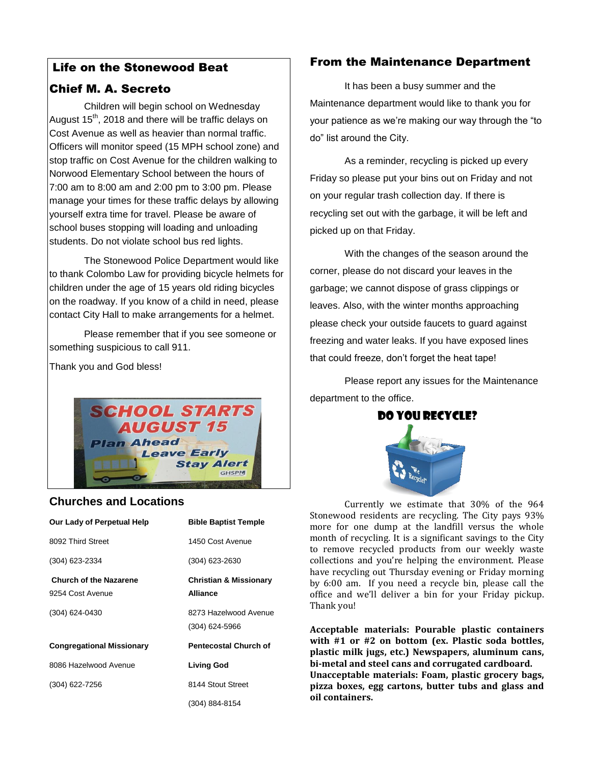## Life on the Stonewood Beat

### Chief M. A. Secreto

Children will begin school on Wednesday August 15th, 2018 and there will be traffic delays on Cost Avenue as well as heavier than normal traffic. Officers will monitor speed (15 MPH school zone) and stop traffic on Cost Avenue for the children walking to Norwood Elementary School between the hours of 7:00 am to 8:00 am and 2:00 pm to 3:00 pm. Please manage your times for these traffic delays by allowing yourself extra time for travel. Please be aware of school buses stopping will loading and unloading students. Do not violate school bus red lights.

The Stonewood Police Department would like to thank Colombo Law for providing bicycle helmets for children under the age of 15 years old riding bicycles on the roadway. If you know of a child in need, please contact City Hall to make arrangements for a helmet.

Please remember that if you see someone or something suspicious to call 911.

Thank you and God bless!

## Churches and Locations

| | |
|---|---|
| **Our Lady of Perpetual Help** | **Bible Baptist Temple** |
| 8092 Third Street | 1450 Cost Avenue |
| (304) 623-2334 | (304) 623-2630 |
| **Church of the Nazarene** | **Christian & Missionary Alliance** |
| 9254 Cost Avenue | 8273 Hazelwood Avenue |
| (304) 624-0430 | (304) 624-5966 |
| **Congregational Missionary** | **Pentecostal Church of Living God** |
| 8086 Hazelwood Avenue | 8144 Stout Street |
| (304) 622-7256 | (304) 884-8154 |

## From the Maintenance Department

It has been a busy summer and the Maintenance department would like to thank you for your patience as we're making our way through the "to do" list around the City.

As a reminder, recycling is picked up every Friday so please put your bins out on Friday and not on your regular trash collection day. If there is recycling set out with the garbage, it will be left and picked up on that Friday.

With the changes of the season around the corner, please do not discard your leaves in the garbage; we cannot dispose of grass clippings or leaves. Also, with the winter months approaching please check your outside faucets to guard against freezing and water leaks. If you have exposed lines that could freeze, don't forget the heat tape!

Please report any issues for the Maintenance department to the office.

### DO YOU RECYCLE?

Currently we estimate that 30% of the 964 Stonewood residents are recycling. The City pays 93% more for one dump at the landfill versus the whole month of recycling. It is a significant savings to the City to remove recycled products from our weekly waste collections and you're helping the environment. Please have recycling out Thursday evening or Friday morning by 6:00 am. If you need a recycle bin, please call the office and we'll deliver a bin for your Friday pickup. Thank you!

**Acceptable materials: Pourable plastic containers with #1 or #2 on bottom (ex. Plastic soda bottles, plastic milk jugs, etc.) Newspapers, aluminum cans, bi-metal and steel cans and corrugated cardboard. Unacceptable materials: Foam, plastic grocery bags, pizza boxes, egg cartons, butter tubs and glass and oil containers.**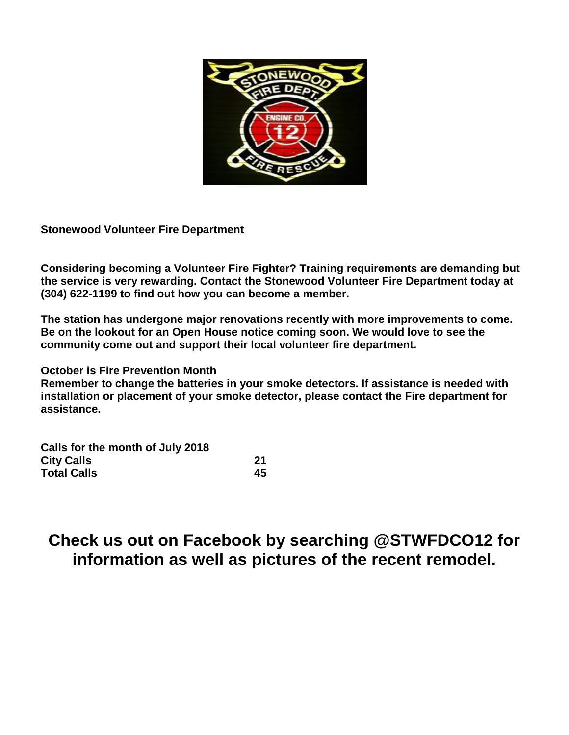**Stonewood Volunteer Fire Department**

**Considering becoming a Volunteer Fire Fighter? Training requirements are demanding but the service is very rewarding. Contact the Stonewood Volunteer Fire Department today at (304) 622-1199 to find out how you can become a member.**

**The station has undergone major renovations recently with more improvements to come. Be on the lookout for an Open House notice coming soon. We would love to see the community come out and support their local volunteer fire department.**

**October is Fire Prevention Month**
**Remember to change the batteries in your smoke detectors. If assistance is needed with installation or placement of your smoke detector, please contact the Fire department for assistance.**

| | |
|---|---|
| **Calls for the month of July 2018** | |
| **City Calls** | **21** |
| **Total Calls** | **45** |

## Check us out on Facebook by searching @STWFDCO12 for information as well as pictures of the recent remodel.